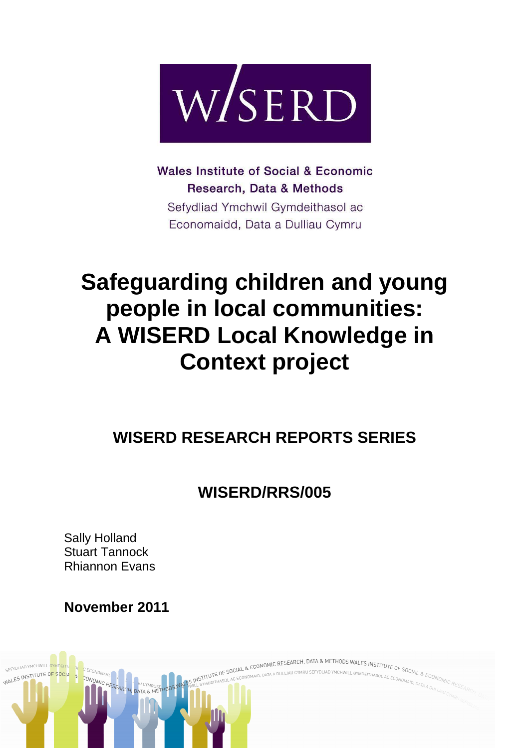W/SERD

Wales Institute of Social & Economic Research, Data & Methods

Sefydliad Ymchwil Gymdeithasol ac Economaidd, Data a Dulliau Cymru

# Safeguarding children and young people in local communities: A WISERD Local Knowledge in Context project

## WISERD RESEARCH REPORTS SERIES

## WISERD/RRS/005

Sally Holland
Stuart Tannock
Rhiannon Evans

**November 2011**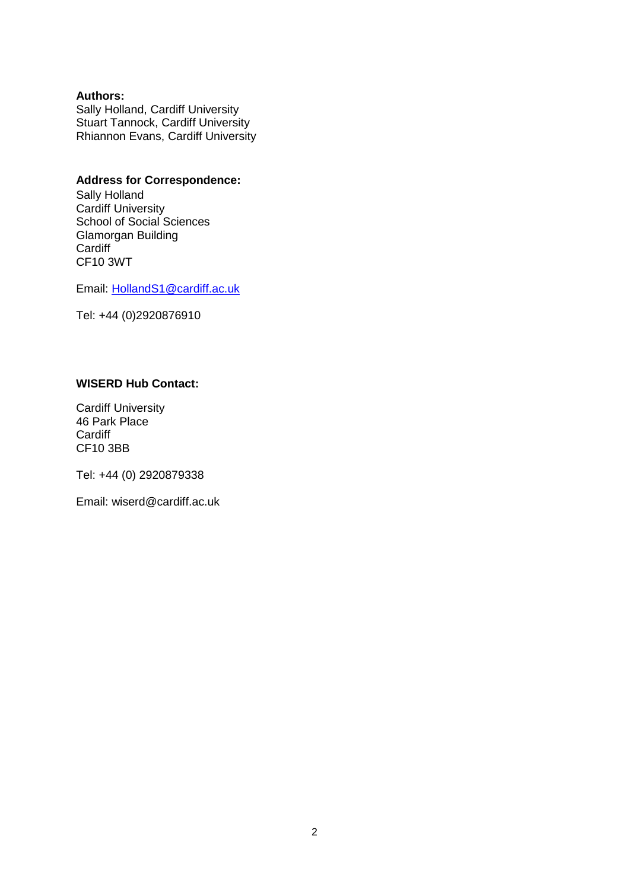**Authors:**
Sally Holland, Cardiff University
Stuart Tannock, Cardiff University
Rhiannon Evans, Cardiff University

**Address for Correspondence:**
Sally Holland
Cardiff University
School of Social Sciences
Glamorgan Building
Cardiff
CF10 3WT

Email: HollandS1@cardiff.ac.uk

Tel: +44 (0)2920876910

**WISERD Hub Contact:**

Cardiff University
46 Park Place
Cardiff
CF10 3BB

Tel: +44 (0) 2920879338

Email: wiserd@cardiff.ac.uk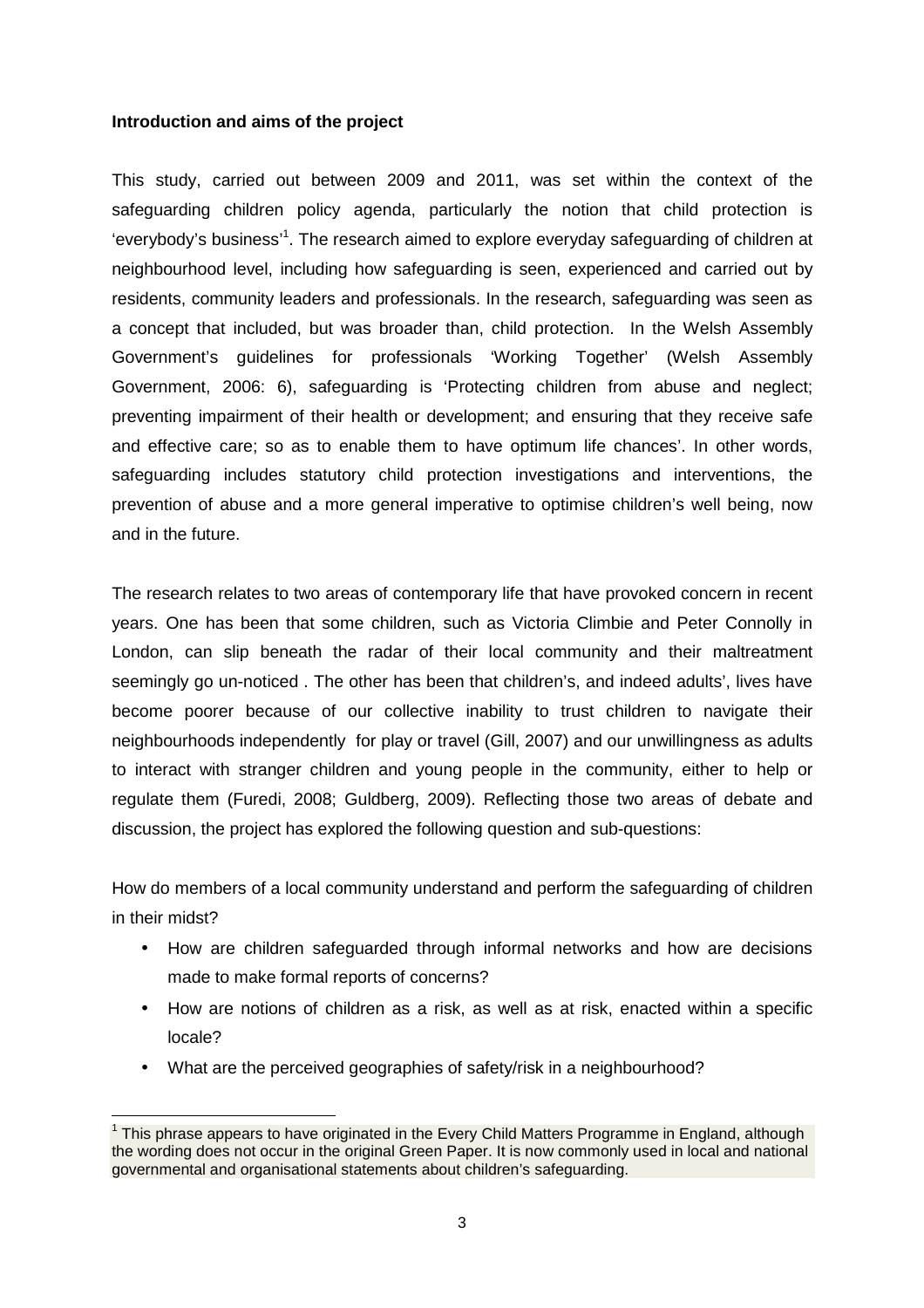**Introduction and aims of the project**

This study, carried out between 2009 and 2011, was set within the context of the safeguarding children policy agenda, particularly the notion that child protection is 'everybody's business'[1]. The research aimed to explore everyday safeguarding of children at neighbourhood level, including how safeguarding is seen, experienced and carried out by residents, community leaders and professionals. In the research, safeguarding was seen as a concept that included, but was broader than, child protection. In the Welsh Assembly Government's guidelines for professionals 'Working Together' (Welsh Assembly Government, 2006: 6), safeguarding is 'Protecting children from abuse and neglect; preventing impairment of their health or development; and ensuring that they receive safe and effective care; so as to enable them to have optimum life chances'. In other words, safeguarding includes statutory child protection investigations and interventions, the prevention of abuse and a more general imperative to optimise children's well being, now and in the future.

The research relates to two areas of contemporary life that have provoked concern in recent years. One has been that some children, such as Victoria Climbie and Peter Connolly in London, can slip beneath the radar of their local community and their maltreatment seemingly go un-noticed . The other has been that children's, and indeed adults', lives have become poorer because of our collective inability to trust children to navigate their neighbourhoods independently for play or travel (Gill, 2007) and our unwillingness as adults to interact with stranger children and young people in the community, either to help or regulate them (Furedi, 2008; Guldberg, 2009). Reflecting those two areas of debate and discussion, the project has explored the following question and sub-questions:

How do members of a local community understand and perform the safeguarding of children in their midst?

- How are children safeguarded through informal networks and how are decisions made to make formal reports of concerns?
- How are notions of children as a risk, as well as at risk, enacted within a specific locale?
- What are the perceived geographies of safety/risk in a neighbourhood?

[1] This phrase appears to have originated in the Every Child Matters Programme in England, although the wording does not occur in the original Green Paper. It is now commonly used in local and national governmental and organisational statements about children's safeguarding.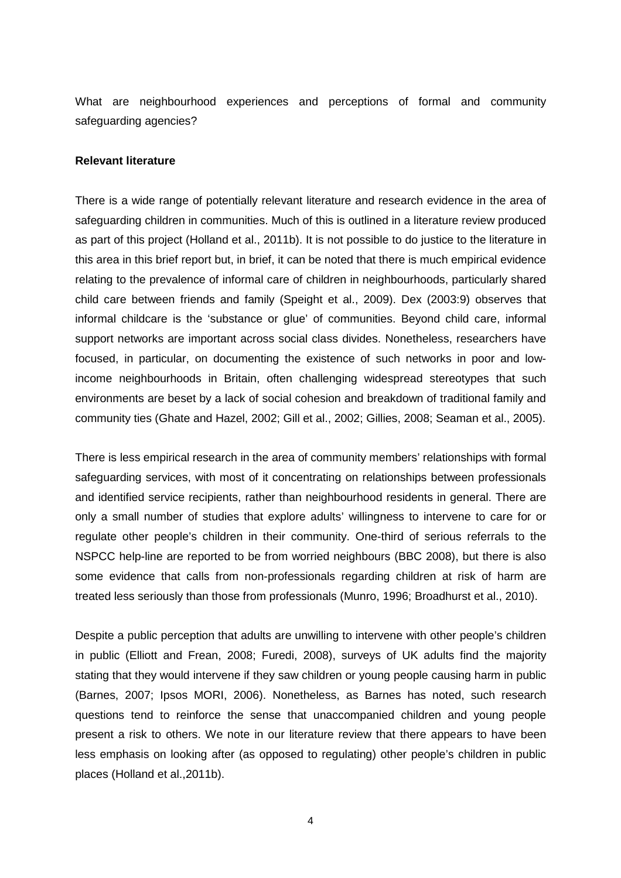What are neighbourhood experiences and perceptions of formal and community safeguarding agencies?

**Relevant literature**

There is a wide range of potentially relevant literature and research evidence in the area of safeguarding children in communities. Much of this is outlined in a literature review produced as part of this project (Holland et al., 2011b). It is not possible to do justice to the literature in this area in this brief report but, in brief, it can be noted that there is much empirical evidence relating to the prevalence of informal care of children in neighbourhoods, particularly shared child care between friends and family (Speight et al., 2009). Dex (2003:9) observes that informal childcare is the 'substance or glue' of communities. Beyond child care, informal support networks are important across social class divides. Nonetheless, researchers have focused, in particular, on documenting the existence of such networks in poor and low-income neighbourhoods in Britain, often challenging widespread stereotypes that such environments are beset by a lack of social cohesion and breakdown of traditional family and community ties (Ghate and Hazel, 2002; Gill et al., 2002; Gillies, 2008; Seaman et al., 2005).

There is less empirical research in the area of community members' relationships with formal safeguarding services, with most of it concentrating on relationships between professionals and identified service recipients, rather than neighbourhood residents in general. There are only a small number of studies that explore adults' willingness to intervene to care for or regulate other people's children in their community. One-third of serious referrals to the NSPCC help-line are reported to be from worried neighbours (BBC 2008), but there is also some evidence that calls from non-professionals regarding children at risk of harm are treated less seriously than those from professionals (Munro, 1996; Broadhurst et al., 2010).

Despite a public perception that adults are unwilling to intervene with other people's children in public (Elliott and Frean, 2008; Furedi, 2008), surveys of UK adults find the majority stating that they would intervene if they saw children or young people causing harm in public (Barnes, 2007; Ipsos MORI, 2006). Nonetheless, as Barnes has noted, such research questions tend to reinforce the sense that unaccompanied children and young people present a risk to others. We note in our literature review that there appears to have been less emphasis on looking after (as opposed to regulating) other people's children in public places (Holland et al.,2011b).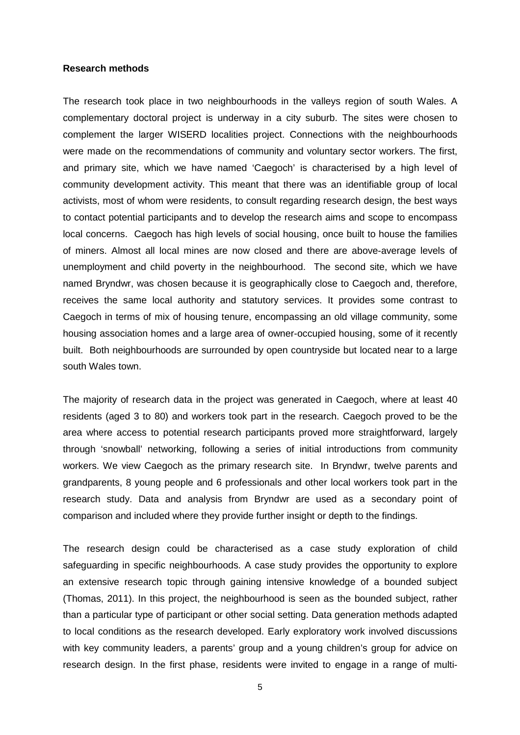**Research methods**

The research took place in two neighbourhoods in the valleys region of south Wales. A complementary doctoral project is underway in a city suburb. The sites were chosen to complement the larger WISERD localities project. Connections with the neighbourhoods were made on the recommendations of community and voluntary sector workers. The first, and primary site, which we have named 'Caegoch' is characterised by a high level of community development activity. This meant that there was an identifiable group of local activists, most of whom were residents, to consult regarding research design, the best ways to contact potential participants and to develop the research aims and scope to encompass local concerns. Caegoch has high levels of social housing, once built to house the families of miners. Almost all local mines are now closed and there are above-average levels of unemployment and child poverty in the neighbourhood. The second site, which we have named Bryndwr, was chosen because it is geographically close to Caegoch and, therefore, receives the same local authority and statutory services. It provides some contrast to Caegoch in terms of mix of housing tenure, encompassing an old village community, some housing association homes and a large area of owner-occupied housing, some of it recently built. Both neighbourhoods are surrounded by open countryside but located near to a large south Wales town.

The majority of research data in the project was generated in Caegoch, where at least 40 residents (aged 3 to 80) and workers took part in the research. Caegoch proved to be the area where access to potential research participants proved more straightforward, largely through 'snowball' networking, following a series of initial introductions from community workers. We view Caegoch as the primary research site. In Bryndwr, twelve parents and grandparents, 8 young people and 6 professionals and other local workers took part in the research study. Data and analysis from Bryndwr are used as a secondary point of comparison and included where they provide further insight or depth to the findings.

The research design could be characterised as a case study exploration of child safeguarding in specific neighbourhoods. A case study provides the opportunity to explore an extensive research topic through gaining intensive knowledge of a bounded subject (Thomas, 2011). In this project, the neighbourhood is seen as the bounded subject, rather than a particular type of participant or other social setting. Data generation methods adapted to local conditions as the research developed. Early exploratory work involved discussions with key community leaders, a parents' group and a young children's group for advice on research design. In the first phase, residents were invited to engage in a range of multi-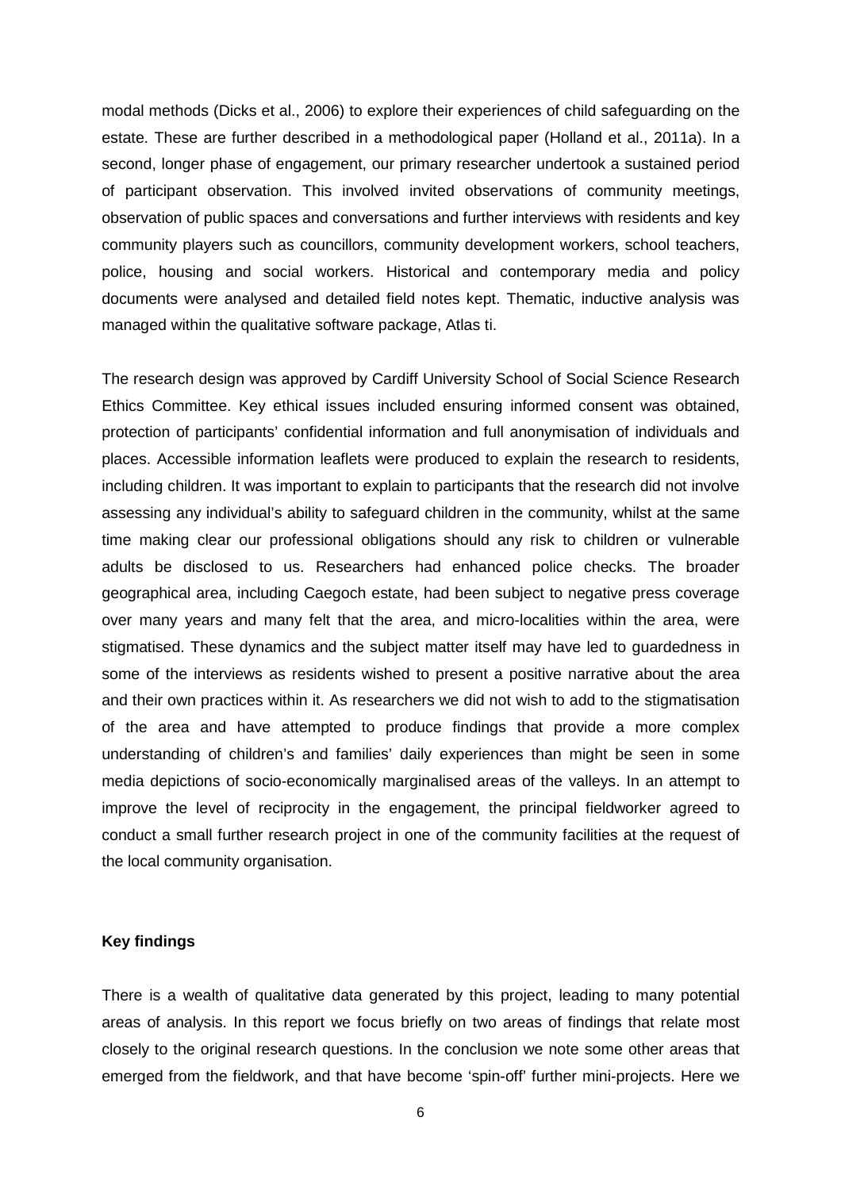modal methods (Dicks et al., 2006) to explore their experiences of child safeguarding on the estate. These are further described in a methodological paper (Holland et al., 2011a). In a second, longer phase of engagement, our primary researcher undertook a sustained period of participant observation. This involved invited observations of community meetings, observation of public spaces and conversations and further interviews with residents and key community players such as councillors, community development workers, school teachers, police, housing and social workers. Historical and contemporary media and policy documents were analysed and detailed field notes kept. Thematic, inductive analysis was managed within the qualitative software package, Atlas ti.

The research design was approved by Cardiff University School of Social Science Research Ethics Committee. Key ethical issues included ensuring informed consent was obtained, protection of participants' confidential information and full anonymisation of individuals and places. Accessible information leaflets were produced to explain the research to residents, including children. It was important to explain to participants that the research did not involve assessing any individual's ability to safeguard children in the community, whilst at the same time making clear our professional obligations should any risk to children or vulnerable adults be disclosed to us. Researchers had enhanced police checks. The broader geographical area, including Caegoch estate, had been subject to negative press coverage over many years and many felt that the area, and micro-localities within the area, were stigmatised. These dynamics and the subject matter itself may have led to guardedness in some of the interviews as residents wished to present a positive narrative about the area and their own practices within it. As researchers we did not wish to add to the stigmatisation of the area and have attempted to produce findings that provide a more complex understanding of children's and families' daily experiences than might be seen in some media depictions of socio-economically marginalised areas of the valleys. In an attempt to improve the level of reciprocity in the engagement, the principal fieldworker agreed to conduct a small further research project in one of the community facilities at the request of the local community organisation.

**Key findings**

There is a wealth of qualitative data generated by this project, leading to many potential areas of analysis. In this report we focus briefly on two areas of findings that relate most closely to the original research questions. In the conclusion we note some other areas that emerged from the fieldwork, and that have become 'spin-off' further mini-projects. Here we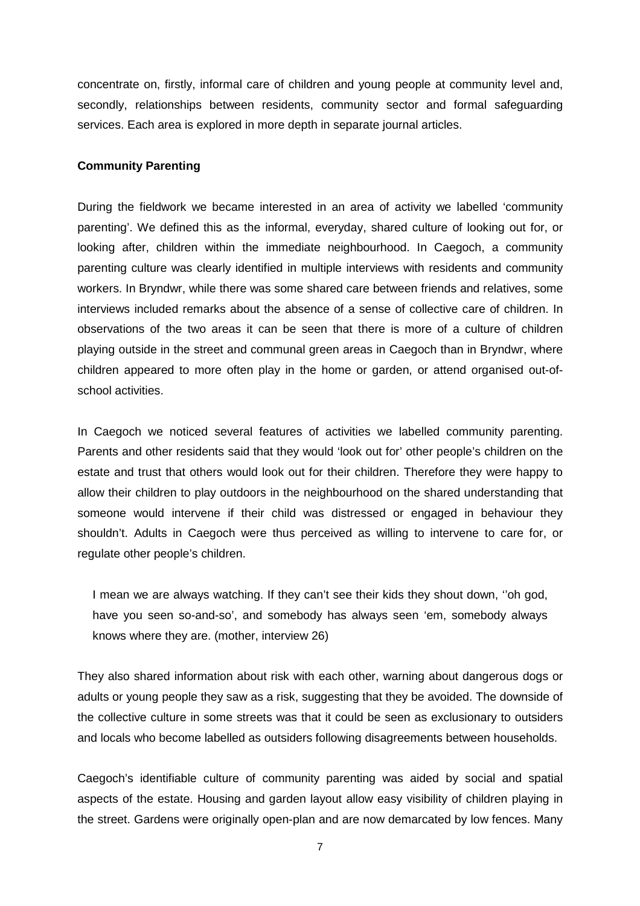concentrate on, firstly, informal care of children and young people at community level and, secondly, relationships between residents, community sector and formal safeguarding services. Each area is explored in more depth in separate journal articles.

**Community Parenting**

During the fieldwork we became interested in an area of activity we labelled 'community parenting'. We defined this as the informal, everyday, shared culture of looking out for, or looking after, children within the immediate neighbourhood. In Caegoch, a community parenting culture was clearly identified in multiple interviews with residents and community workers. In Bryndwr, while there was some shared care between friends and relatives, some interviews included remarks about the absence of a sense of collective care of children. In observations of the two areas it can be seen that there is more of a culture of children playing outside in the street and communal green areas in Caegoch than in Bryndwr, where children appeared to more often play in the home or garden, or attend organised out-of-school activities.

In Caegoch we noticed several features of activities we labelled community parenting. Parents and other residents said that they would 'look out for' other people's children on the estate and trust that others would look out for their children. Therefore they were happy to allow their children to play outdoors in the neighbourhood on the shared understanding that someone would intervene if their child was distressed or engaged in behaviour they shouldn't. Adults in Caegoch were thus perceived as willing to intervene to care for, or regulate other people's children.

> I mean we are always watching. If they can't see their kids they shout down, ''oh god, have you seen so-and-so', and somebody has always seen 'em, somebody always knows where they are. (mother, interview 26)

They also shared information about risk with each other, warning about dangerous dogs or adults or young people they saw as a risk, suggesting that they be avoided. The downside of the collective culture in some streets was that it could be seen as exclusionary to outsiders and locals who become labelled as outsiders following disagreements between households.

Caegoch's identifiable culture of community parenting was aided by social and spatial aspects of the estate. Housing and garden layout allow easy visibility of children playing in the street. Gardens were originally open-plan and are now demarcated by low fences. Many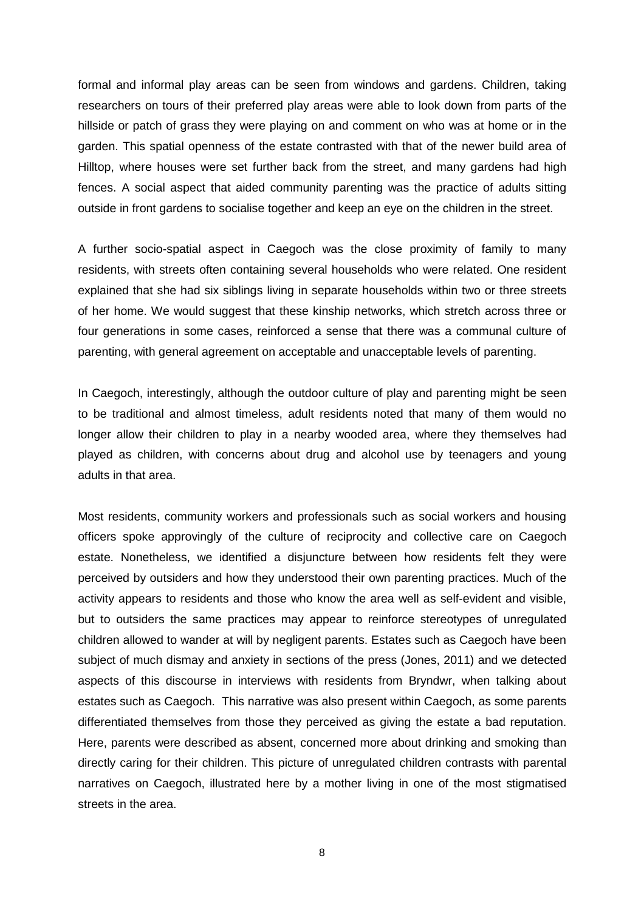formal and informal play areas can be seen from windows and gardens. Children, taking researchers on tours of their preferred play areas were able to look down from parts of the hillside or patch of grass they were playing on and comment on who was at home or in the garden. This spatial openness of the estate contrasted with that of the newer build area of Hilltop, where houses were set further back from the street, and many gardens had high fences. A social aspect that aided community parenting was the practice of adults sitting outside in front gardens to socialise together and keep an eye on the children in the street.

A further socio-spatial aspect in Caegoch was the close proximity of family to many residents, with streets often containing several households who were related. One resident explained that she had six siblings living in separate households within two or three streets of her home. We would suggest that these kinship networks, which stretch across three or four generations in some cases, reinforced a sense that there was a communal culture of parenting, with general agreement on acceptable and unacceptable levels of parenting.

In Caegoch, interestingly, although the outdoor culture of play and parenting might be seen to be traditional and almost timeless, adult residents noted that many of them would no longer allow their children to play in a nearby wooded area, where they themselves had played as children, with concerns about drug and alcohol use by teenagers and young adults in that area.

Most residents, community workers and professionals such as social workers and housing officers spoke approvingly of the culture of reciprocity and collective care on Caegoch estate. Nonetheless, we identified a disjuncture between how residents felt they were perceived by outsiders and how they understood their own parenting practices. Much of the activity appears to residents and those who know the area well as self-evident and visible, but to outsiders the same practices may appear to reinforce stereotypes of unregulated children allowed to wander at will by negligent parents. Estates such as Caegoch have been subject of much dismay and anxiety in sections of the press (Jones, 2011) and we detected aspects of this discourse in interviews with residents from Bryndwr, when talking about estates such as Caegoch. This narrative was also present within Caegoch, as some parents differentiated themselves from those they perceived as giving the estate a bad reputation. Here, parents were described as absent, concerned more about drinking and smoking than directly caring for their children. This picture of unregulated children contrasts with parental narratives on Caegoch, illustrated here by a mother living in one of the most stigmatised streets in the area.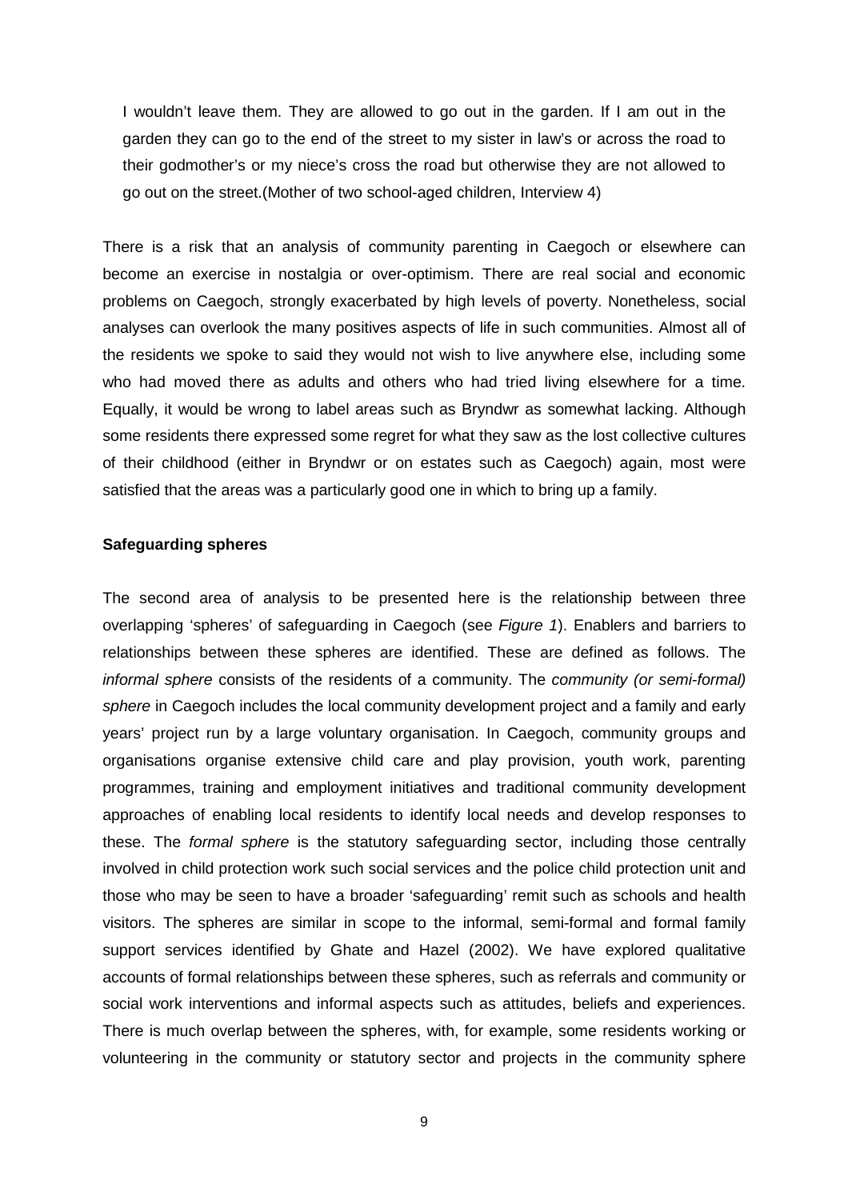> I wouldn't leave them. They are allowed to go out in the garden. If I am out in the garden they can go to the end of the street to my sister in law's or across the road to their godmother's or my niece's cross the road but otherwise they are not allowed to go out on the street.(Mother of two school-aged children, Interview 4)

There is a risk that an analysis of community parenting in Caegoch or elsewhere can become an exercise in nostalgia or over-optimism. There are real social and economic problems on Caegoch, strongly exacerbated by high levels of poverty. Nonetheless, social analyses can overlook the many positives aspects of life in such communities. Almost all of the residents we spoke to said they would not wish to live anywhere else, including some who had moved there as adults and others who had tried living elsewhere for a time. Equally, it would be wrong to label areas such as Bryndwr as somewhat lacking. Although some residents there expressed some regret for what they saw as the lost collective cultures of their childhood (either in Bryndwr or on estates such as Caegoch) again, most were satisfied that the areas was a particularly good one in which to bring up a family.

**Safeguarding spheres**

The second area of analysis to be presented here is the relationship between three overlapping 'spheres' of safeguarding in Caegoch (see *Figure 1*). Enablers and barriers to relationships between these spheres are identified. These are defined as follows. The *informal sphere* consists of the residents of a community. The *community (or semi-formal) sphere* in Caegoch includes the local community development project and a family and early years' project run by a large voluntary organisation. In Caegoch, community groups and organisations organise extensive child care and play provision, youth work, parenting programmes, training and employment initiatives and traditional community development approaches of enabling local residents to identify local needs and develop responses to these. The *formal sphere* is the statutory safeguarding sector, including those centrally involved in child protection work such social services and the police child protection unit and those who may be seen to have a broader 'safeguarding' remit such as schools and health visitors. The spheres are similar in scope to the informal, semi-formal and formal family support services identified by Ghate and Hazel (2002). We have explored qualitative accounts of formal relationships between these spheres, such as referrals and community or social work interventions and informal aspects such as attitudes, beliefs and experiences. There is much overlap between the spheres, with, for example, some residents working or volunteering in the community or statutory sector and projects in the community sphere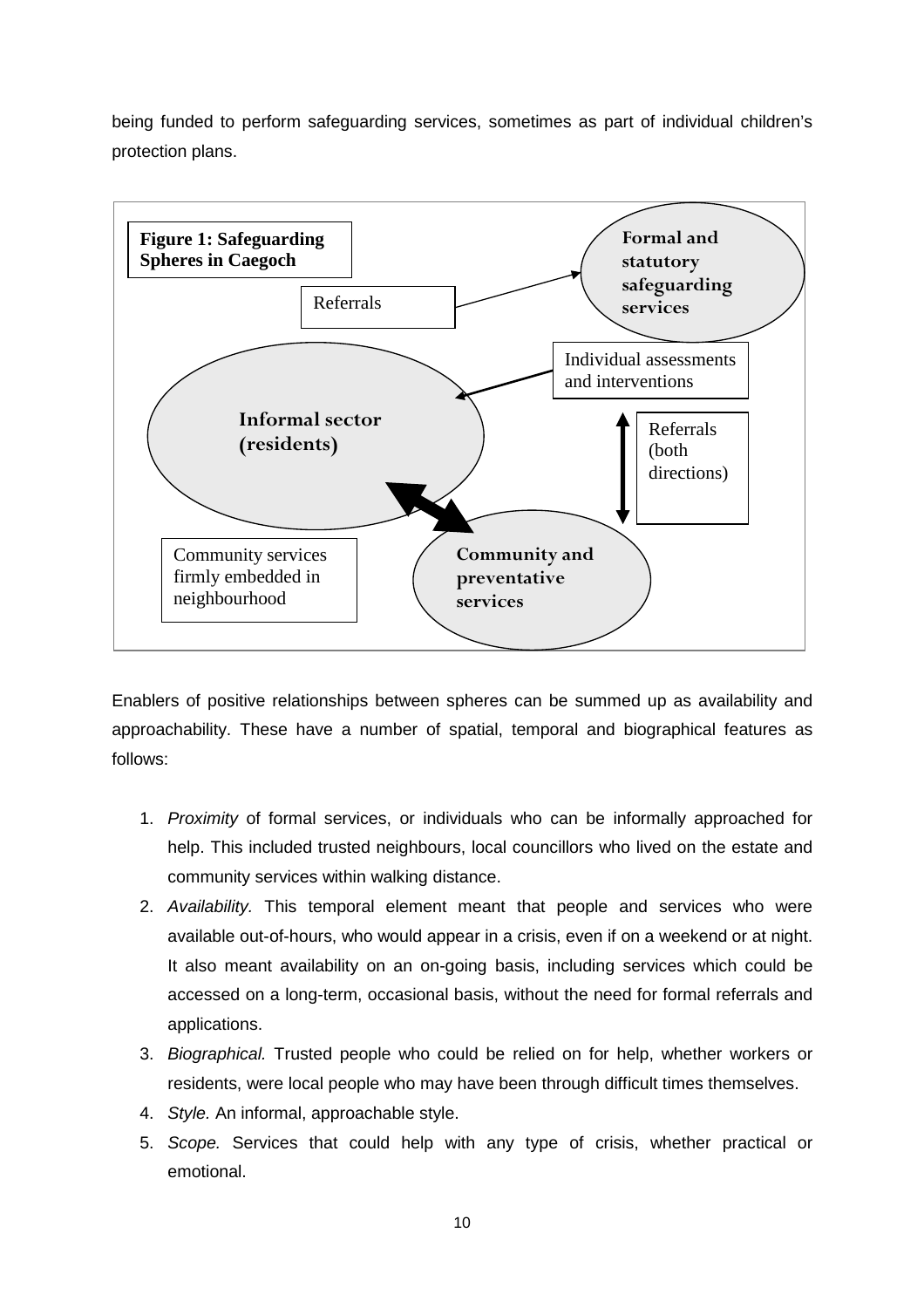being funded to perform safeguarding services, sometimes as part of individual children's protection plans.

**Figure 1: Safeguarding Spheres in Caegoch**

Formal and statutory safeguarding services

Referrals

Individual assessments and interventions

Informal sector (residents)

Referrals (both directions)

Community services firmly embedded in neighbourhood

Community and preventative services

Enablers of positive relationships between spheres can be summed up as availability and approachability. These have a number of spatial, temporal and biographical features as follows:

1. *Proximity* of formal services, or individuals who can be informally approached for help. This included trusted neighbours, local councillors who lived on the estate and community services within walking distance.
2. *Availability.* This temporal element meant that people and services who were available out-of-hours, who would appear in a crisis, even if on a weekend or at night. It also meant availability on an on-going basis, including services which could be accessed on a long-term, occasional basis, without the need for formal referrals and applications.
3. *Biographical.* Trusted people who could be relied on for help, whether workers or residents, were local people who may have been through difficult times themselves.
4. *Style.* An informal, approachable style.
5. *Scope.* Services that could help with any type of crisis, whether practical or emotional.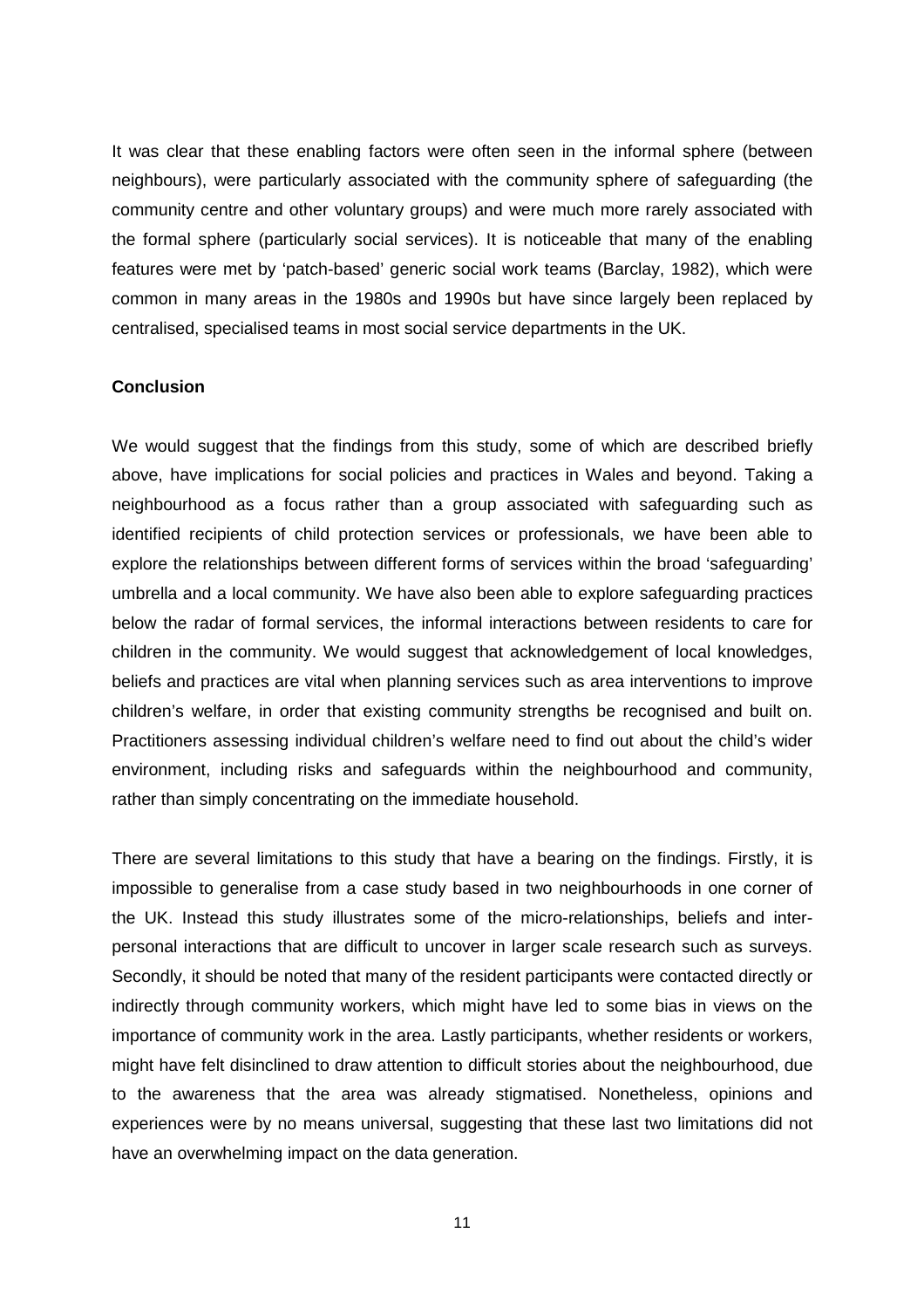It was clear that these enabling factors were often seen in the informal sphere (between neighbours), were particularly associated with the community sphere of safeguarding (the community centre and other voluntary groups) and were much more rarely associated with the formal sphere (particularly social services). It is noticeable that many of the enabling features were met by 'patch-based' generic social work teams (Barclay, 1982), which were common in many areas in the 1980s and 1990s but have since largely been replaced by centralised, specialised teams in most social service departments in the UK.

**Conclusion**

We would suggest that the findings from this study, some of which are described briefly above, have implications for social policies and practices in Wales and beyond. Taking a neighbourhood as a focus rather than a group associated with safeguarding such as identified recipients of child protection services or professionals, we have been able to explore the relationships between different forms of services within the broad 'safeguarding' umbrella and a local community. We have also been able to explore safeguarding practices below the radar of formal services, the informal interactions between residents to care for children in the community. We would suggest that acknowledgement of local knowledges, beliefs and practices are vital when planning services such as area interventions to improve children's welfare, in order that existing community strengths be recognised and built on. Practitioners assessing individual children's welfare need to find out about the child's wider environment, including risks and safeguards within the neighbourhood and community, rather than simply concentrating on the immediate household.

There are several limitations to this study that have a bearing on the findings. Firstly, it is impossible to generalise from a case study based in two neighbourhoods in one corner of the UK. Instead this study illustrates some of the micro-relationships, beliefs and inter-personal interactions that are difficult to uncover in larger scale research such as surveys. Secondly, it should be noted that many of the resident participants were contacted directly or indirectly through community workers, which might have led to some bias in views on the importance of community work in the area. Lastly participants, whether residents or workers, might have felt disinclined to draw attention to difficult stories about the neighbourhood, due to the awareness that the area was already stigmatised. Nonetheless, opinions and experiences were by no means universal, suggesting that these last two limitations did not have an overwhelming impact on the data generation.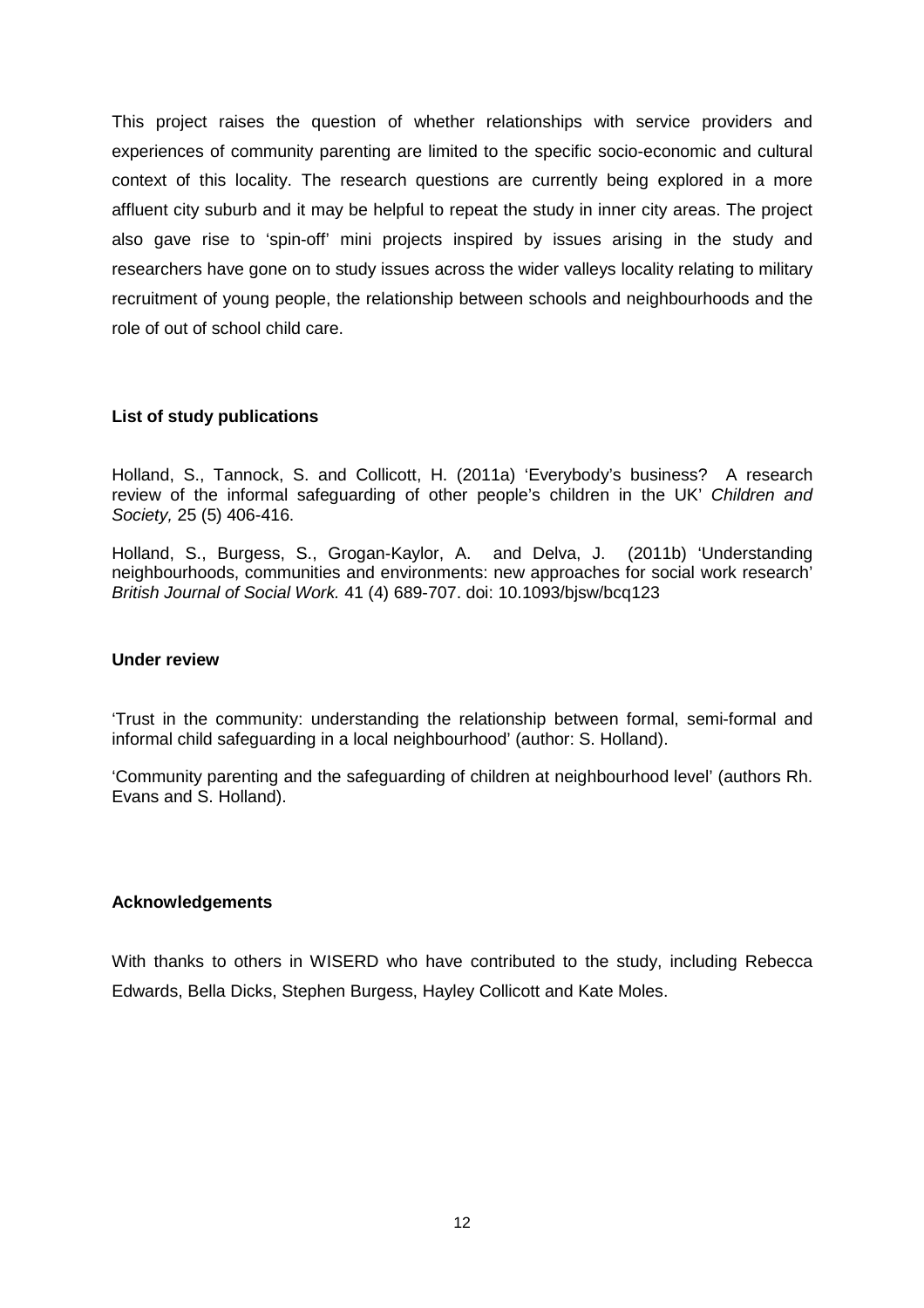This project raises the question of whether relationships with service providers and experiences of community parenting are limited to the specific socio-economic and cultural context of this locality. The research questions are currently being explored in a more affluent city suburb and it may be helpful to repeat the study in inner city areas. The project also gave rise to 'spin-off' mini projects inspired by issues arising in the study and researchers have gone on to study issues across the wider valleys locality relating to military recruitment of young people, the relationship between schools and neighbourhoods and the role of out of school child care.

**List of study publications**

Holland, S., Tannock, S. and Collicott, H. (2011a) 'Everybody's business? A research review of the informal safeguarding of other people's children in the UK' *Children and Society,* 25 (5) 406-416.

Holland, S., Burgess, S., Grogan-Kaylor, A. and Delva, J. (2011b) 'Understanding neighbourhoods, communities and environments: new approaches for social work research' *British Journal of Social Work.* 41 (4) 689-707. doi: 10.1093/bjsw/bcq123

**Under review**

'Trust in the community: understanding the relationship between formal, semi-formal and informal child safeguarding in a local neighbourhood' (author: S. Holland).

'Community parenting and the safeguarding of children at neighbourhood level' (authors Rh. Evans and S. Holland).

**Acknowledgements**

With thanks to others in WISERD who have contributed to the study, including Rebecca Edwards, Bella Dicks, Stephen Burgess, Hayley Collicott and Kate Moles.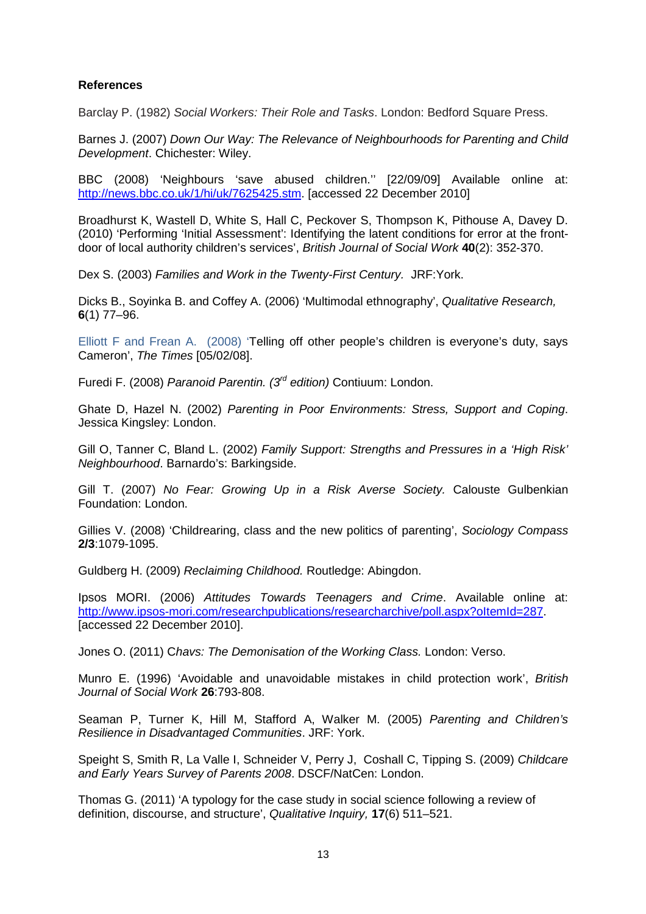**References**

Barclay P. (1982) *Social Workers: Their Role and Tasks*. London: Bedford Square Press.

Barnes J. (2007) *Down Our Way: The Relevance of Neighbourhoods for Parenting and Child Development*. Chichester: Wiley.

BBC (2008) 'Neighbours 'save abused children.'' [22/09/09] Available online at: http://news.bbc.co.uk/1/hi/uk/7625425.stm. [accessed 22 December 2010]

Broadhurst K, Wastell D, White S, Hall C, Peckover S, Thompson K, Pithouse A, Davey D. (2010) 'Performing 'Initial Assessment': Identifying the latent conditions for error at the front-door of local authority children's services', *British Journal of Social Work* **40**(2): 352-370.

Dex S. (2003) *Families and Work in the Twenty-First Century.* JRF:York.

Dicks B., Soyinka B. and Coffey A. (2006) 'Multimodal ethnography', *Qualitative Research,* **6**(1) 77–96.

Elliott F and Frean A. (2008) 'Telling off other people's children is everyone's duty, says Cameron', *The Times* [05/02/08].

Furedi F. (2008) *Paranoid Parentin. (3rd edition)* Contiuum: London.

Ghate D, Hazel N. (2002) *Parenting in Poor Environments: Stress, Support and Coping*. Jessica Kingsley: London.

Gill O, Tanner C, Bland L. (2002) *Family Support: Strengths and Pressures in a 'High Risk' Neighbourhood*. Barnardo's: Barkingside.

Gill T. (2007) *No Fear: Growing Up in a Risk Averse Society.* Calouste Gulbenkian Foundation: London.

Gillies V. (2008) 'Childrearing, class and the new politics of parenting', *Sociology Compass* **2/3**:1079-1095.

Guldberg H. (2009) *Reclaiming Childhood.* Routledge: Abingdon.

Ipsos MORI. (2006) *Attitudes Towards Teenagers and Crime*. Available online at: http://www.ipsos-mori.com/researchpublications/researcharchive/poll.aspx?oItemId=287. [accessed 22 December 2010].

Jones O. (2011) C*havs: The Demonisation of the Working Class.* London: Verso.

Munro E. (1996) 'Avoidable and unavoidable mistakes in child protection work', *British Journal of Social Work* **26**:793-808.

Seaman P, Turner K, Hill M, Stafford A, Walker M. (2005) *Parenting and Children's Resilience in Disadvantaged Communities*. JRF: York.

Speight S, Smith R, La Valle I, Schneider V, Perry J, Coshall C, Tipping S. (2009) *Childcare and Early Years Survey of Parents 2008*. DSCF/NatCen: London.

Thomas G. (2011) 'A typology for the case study in social science following a review of definition, discourse, and structure', *Qualitative Inquiry,* **17**(6) 511–521.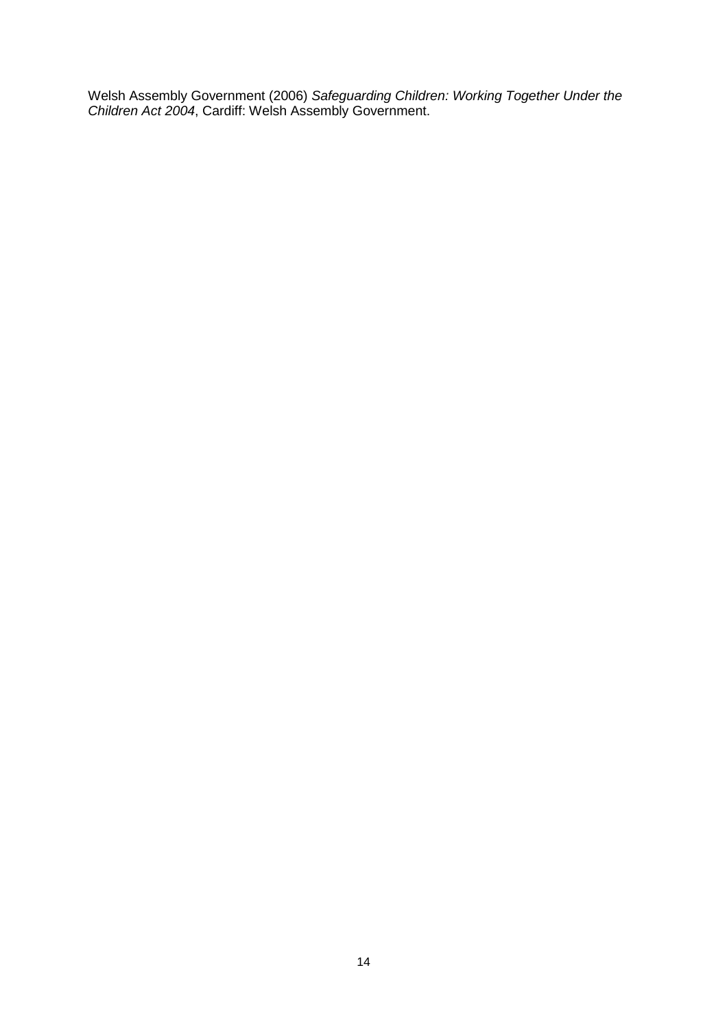Welsh Assembly Government (2006) *Safeguarding Children: Working Together Under the Children Act 2004*, Cardiff: Welsh Assembly Government.